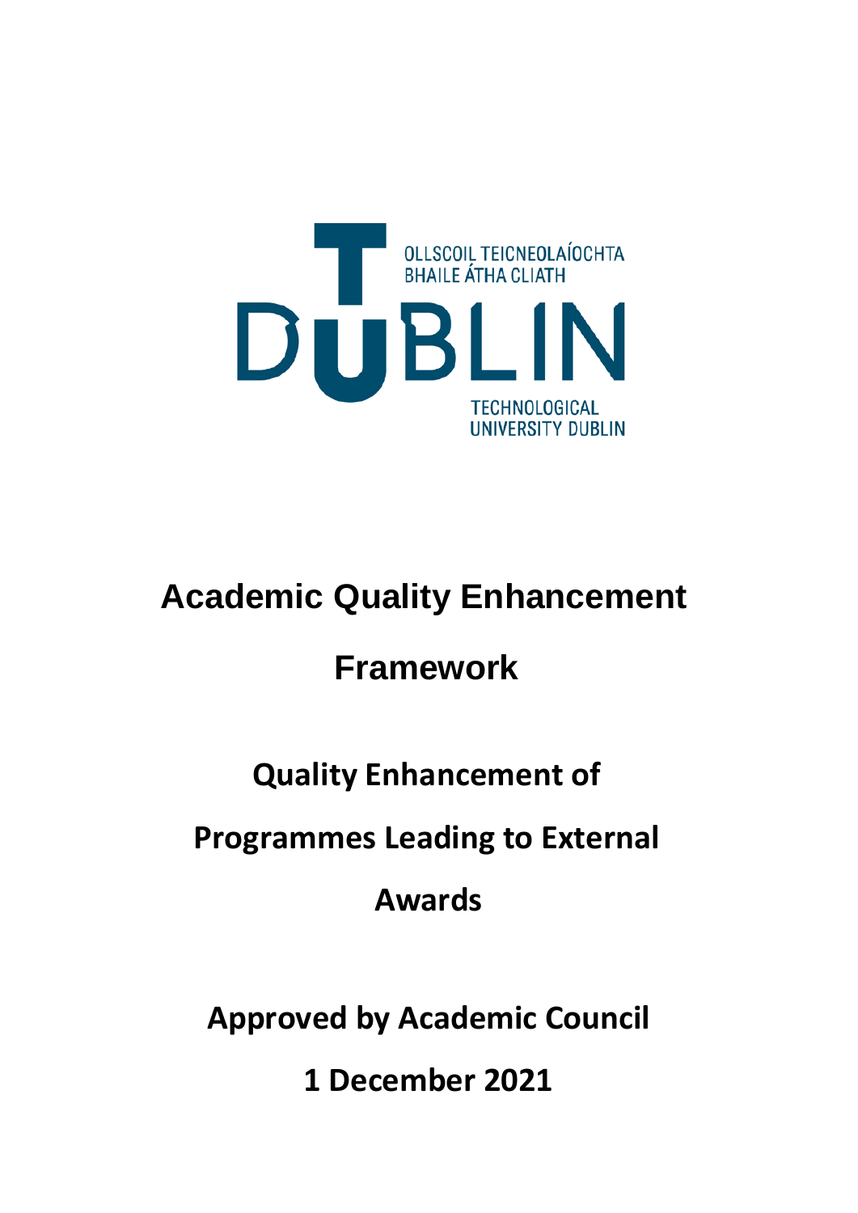OLLSCOIL TEICNEOLAÍOCHTA BHAILE ÁTHA CLIATH

DUBLIN

TECHNOLOGICAL UNIVERSITY DUBLIN

# Academic Quality Enhancement Framework

## Quality Enhancement of Programmes Leading to External Awards

**Approved by Academic Council**

**1 December 2021**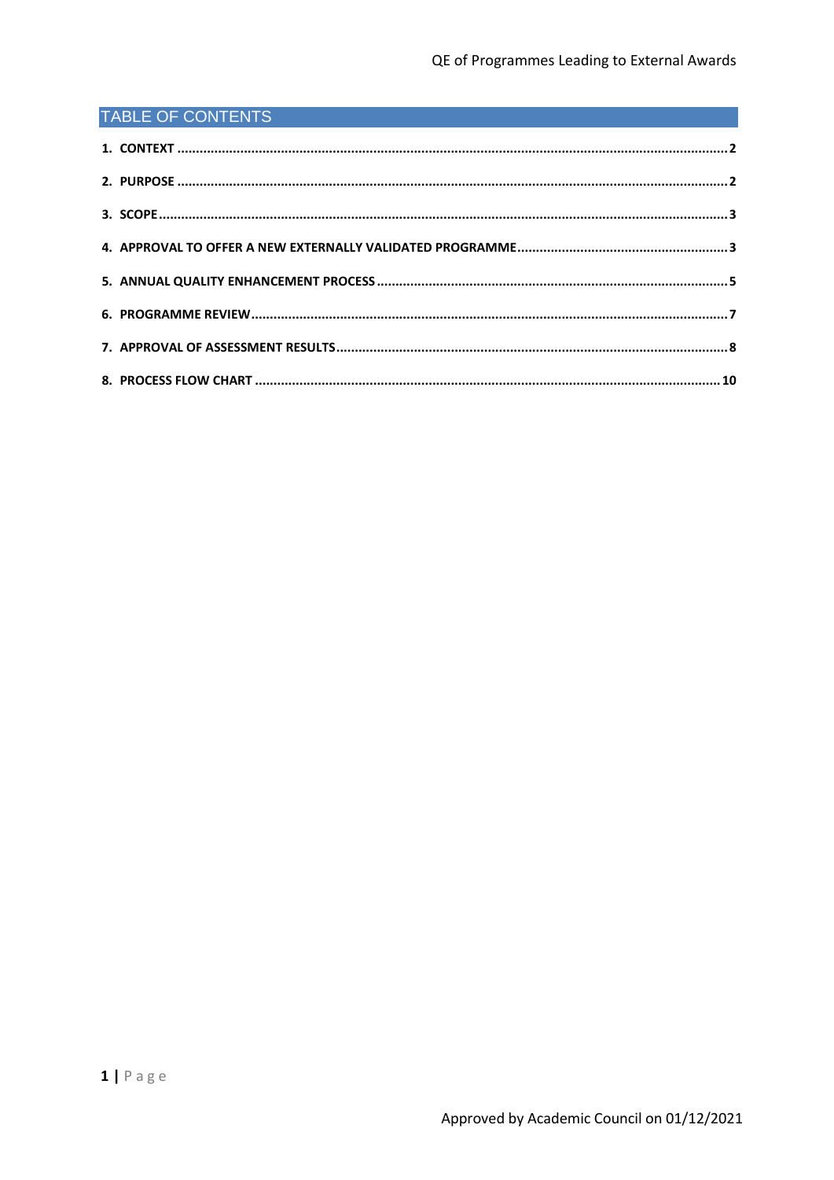## TABLE OF CONTENTS

1. CONTEXT .......... 2
2. PURPOSE .......... 2
3. SCOPE .......... 3
4. APPROVAL TO OFFER A NEW EXTERNALLY VALIDATED PROGRAMME .......... 3
5. ANNUAL QUALITY ENHANCEMENT PROCESS .......... 5
6. PROGRAMME REVIEW .......... 7
7. APPROVAL OF ASSESSMENT RESULTS .......... 8
8. PROCESS FLOW CHART .......... 10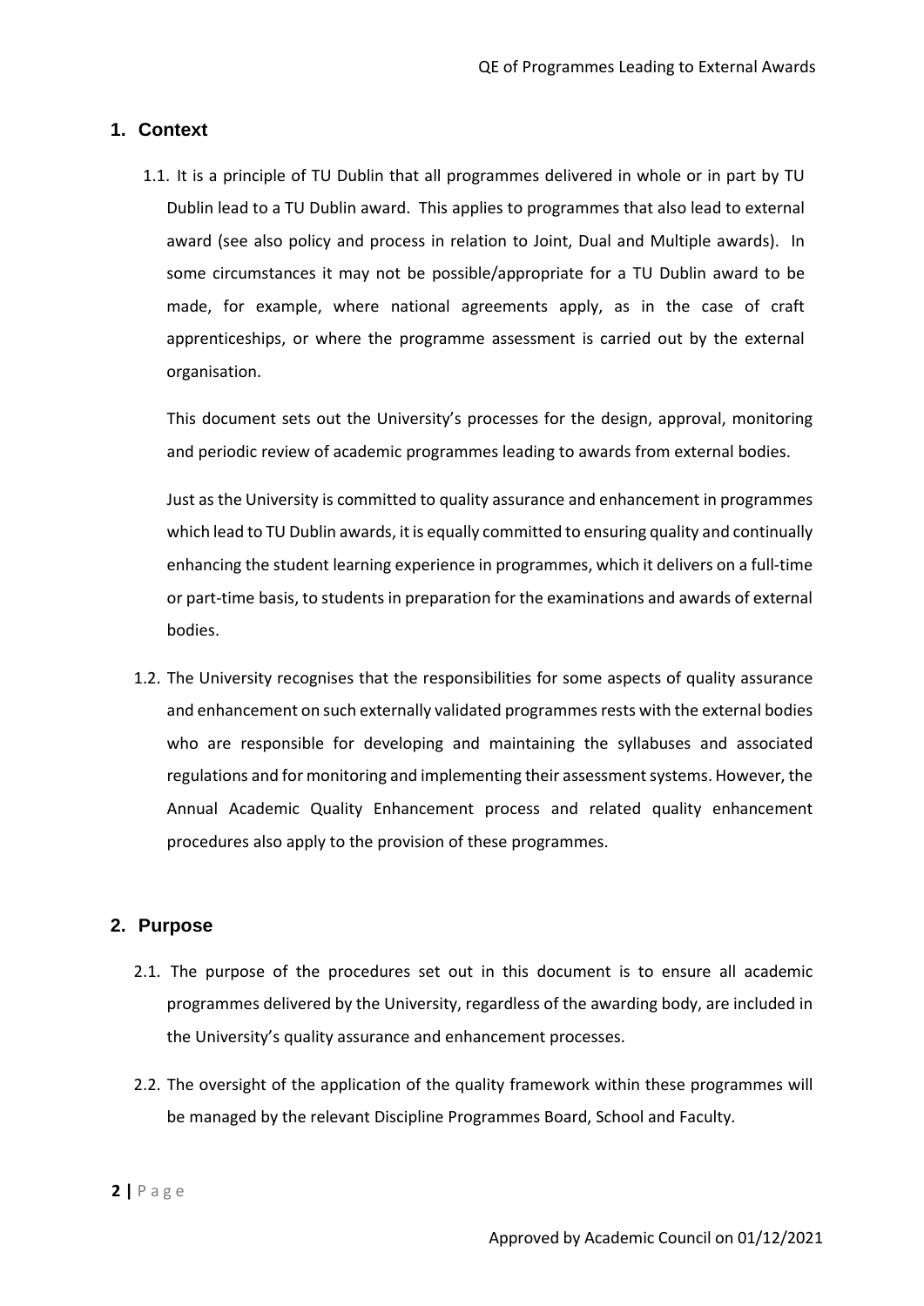## 1. Context

1.1. It is a principle of TU Dublin that all programmes delivered in whole or in part by TU Dublin lead to a TU Dublin award. This applies to programmes that also lead to external award (see also policy and process in relation to Joint, Dual and Multiple awards). In some circumstances it may not be possible/appropriate for a TU Dublin award to be made, for example, where national agreements apply, as in the case of craft apprenticeships, or where the programme assessment is carried out by the external organisation.

This document sets out the University's processes for the design, approval, monitoring and periodic review of academic programmes leading to awards from external bodies.

Just as the University is committed to quality assurance and enhancement in programmes which lead to TU Dublin awards, it is equally committed to ensuring quality and continually enhancing the student learning experience in programmes, which it delivers on a full-time or part-time basis, to students in preparation for the examinations and awards of external bodies.

1.2. The University recognises that the responsibilities for some aspects of quality assurance and enhancement on such externally validated programmes rests with the external bodies who are responsible for developing and maintaining the syllabuses and associated regulations and for monitoring and implementing their assessment systems. However, the Annual Academic Quality Enhancement process and related quality enhancement procedures also apply to the provision of these programmes.

## 2. Purpose

2.1. The purpose of the procedures set out in this document is to ensure all academic programmes delivered by the University, regardless of the awarding body, are included in the University's quality assurance and enhancement processes.

2.2. The oversight of the application of the quality framework within these programmes will be managed by the relevant Discipline Programmes Board, School and Faculty.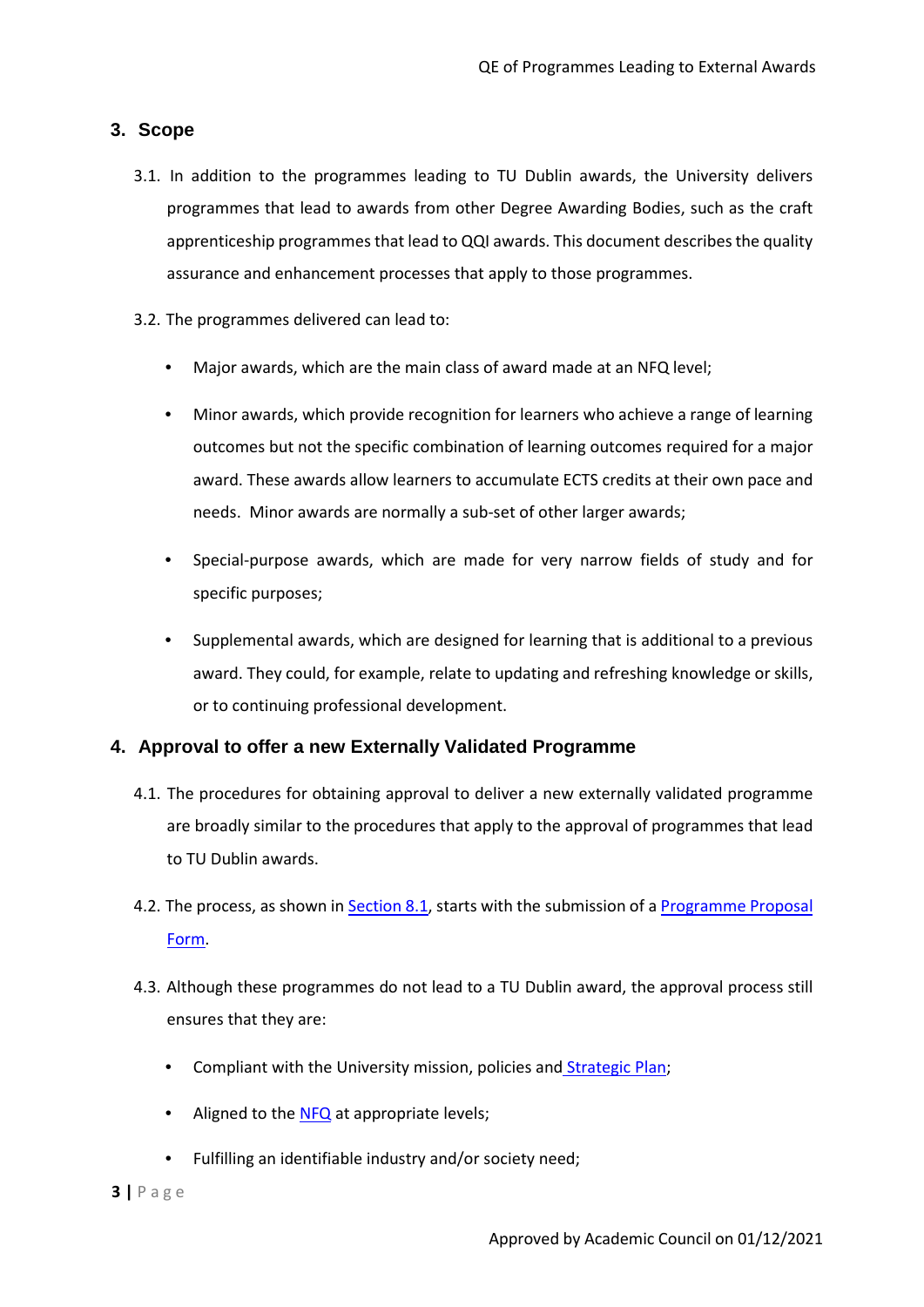## 3. Scope

3.1. In addition to the programmes leading to TU Dublin awards, the University delivers programmes that lead to awards from other Degree Awarding Bodies, such as the craft apprenticeship programmes that lead to QQI awards. This document describes the quality assurance and enhancement processes that apply to those programmes.

3.2. The programmes delivered can lead to:

- Major awards, which are the main class of award made at an NFQ level;
- Minor awards, which provide recognition for learners who achieve a range of learning outcomes but not the specific combination of learning outcomes required for a major award. These awards allow learners to accumulate ECTS credits at their own pace and needs. Minor awards are normally a sub-set of other larger awards;
- Special-purpose awards, which are made for very narrow fields of study and for specific purposes;
- Supplemental awards, which are designed for learning that is additional to a previous award. They could, for example, relate to updating and refreshing knowledge or skills, or to continuing professional development.

## 4. Approval to offer a new Externally Validated Programme

4.1. The procedures for obtaining approval to deliver a new externally validated programme are broadly similar to the procedures that apply to the approval of programmes that lead to TU Dublin awards.

4.2. The process, as shown in Section 8.1, starts with the submission of a Programme Proposal Form.

4.3. Although these programmes do not lead to a TU Dublin award, the approval process still ensures that they are:

- Compliant with the University mission, policies and Strategic Plan;
- Aligned to the NFQ at appropriate levels;
- Fulfilling an identifiable industry and/or society need;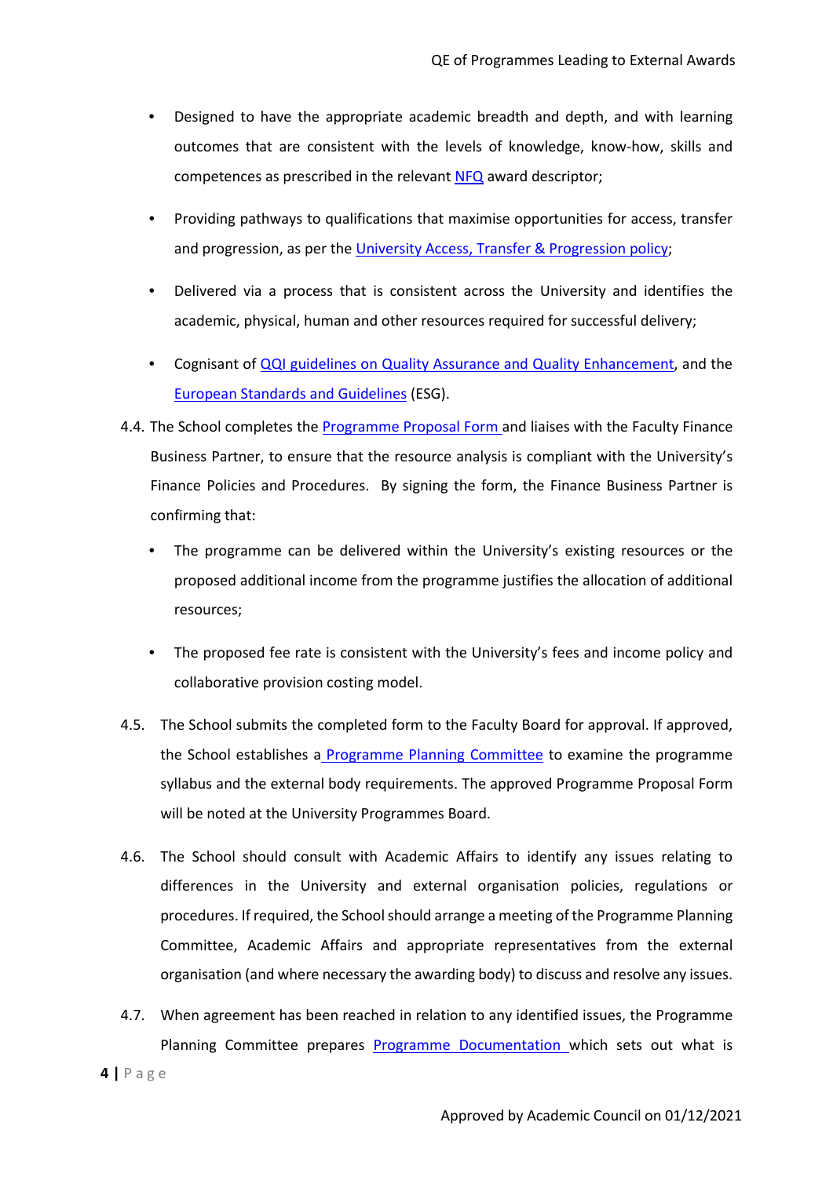- Designed to have the appropriate academic breadth and depth, and with learning outcomes that are consistent with the levels of knowledge, know-how, skills and competences as prescribed in the relevant NFQ award descriptor;
- Providing pathways to qualifications that maximise opportunities for access, transfer and progression, as per the University Access, Transfer & Progression policy;
- Delivered via a process that is consistent across the University and identifies the academic, physical, human and other resources required for successful delivery;
- Cognisant of QQI guidelines on Quality Assurance and Quality Enhancement, and the European Standards and Guidelines (ESG).

4.4. The School completes the Programme Proposal Form and liaises with the Faculty Finance Business Partner, to ensure that the resource analysis is compliant with the University's Finance Policies and Procedures. By signing the form, the Finance Business Partner is confirming that:

- The programme can be delivered within the University's existing resources or the proposed additional income from the programme justifies the allocation of additional resources;
- The proposed fee rate is consistent with the University's fees and income policy and collaborative provision costing model.

4.5. The School submits the completed form to the Faculty Board for approval. If approved, the School establishes a Programme Planning Committee to examine the programme syllabus and the external body requirements. The approved Programme Proposal Form will be noted at the University Programmes Board.

4.6. The School should consult with Academic Affairs to identify any issues relating to differences in the University and external organisation policies, regulations or procedures. If required, the School should arrange a meeting of the Programme Planning Committee, Academic Affairs and appropriate representatives from the external organisation (and where necessary the awarding body) to discuss and resolve any issues.

4.7. When agreement has been reached in relation to any identified issues, the Programme Planning Committee prepares Programme Documentation which sets out what is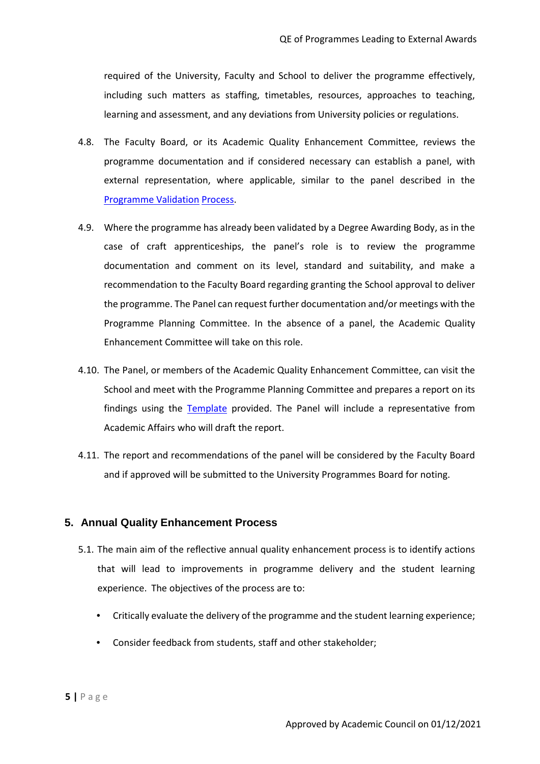required of the University, Faculty and School to deliver the programme effectively, including such matters as staffing, timetables, resources, approaches to teaching, learning and assessment, and any deviations from University policies or regulations.

4.8. The Faculty Board, or its Academic Quality Enhancement Committee, reviews the programme documentation and if considered necessary can establish a panel, with external representation, where applicable, similar to the panel described in the [Programme Validation Process](#).

4.9. Where the programme has already been validated by a Degree Awarding Body, as in the case of craft apprenticeships, the panel's role is to review the programme documentation and comment on its level, standard and suitability, and make a recommendation to the Faculty Board regarding granting the School approval to deliver the programme. The Panel can request further documentation and/or meetings with the Programme Planning Committee. In the absence of a panel, the Academic Quality Enhancement Committee will take on this role.

4.10. The Panel, or members of the Academic Quality Enhancement Committee, can visit the School and meet with the Programme Planning Committee and prepares a report on its findings using the [Template](#) provided. The Panel will include a representative from Academic Affairs who will draft the report.

4.11. The report and recommendations of the panel will be considered by the Faculty Board and if approved will be submitted to the University Programmes Board for noting.

## 5. Annual Quality Enhancement Process

5.1. The main aim of the reflective annual quality enhancement process is to identify actions that will lead to improvements in programme delivery and the student learning experience. The objectives of the process are to:

- Critically evaluate the delivery of the programme and the student learning experience;
- Consider feedback from students, staff and other stakeholder;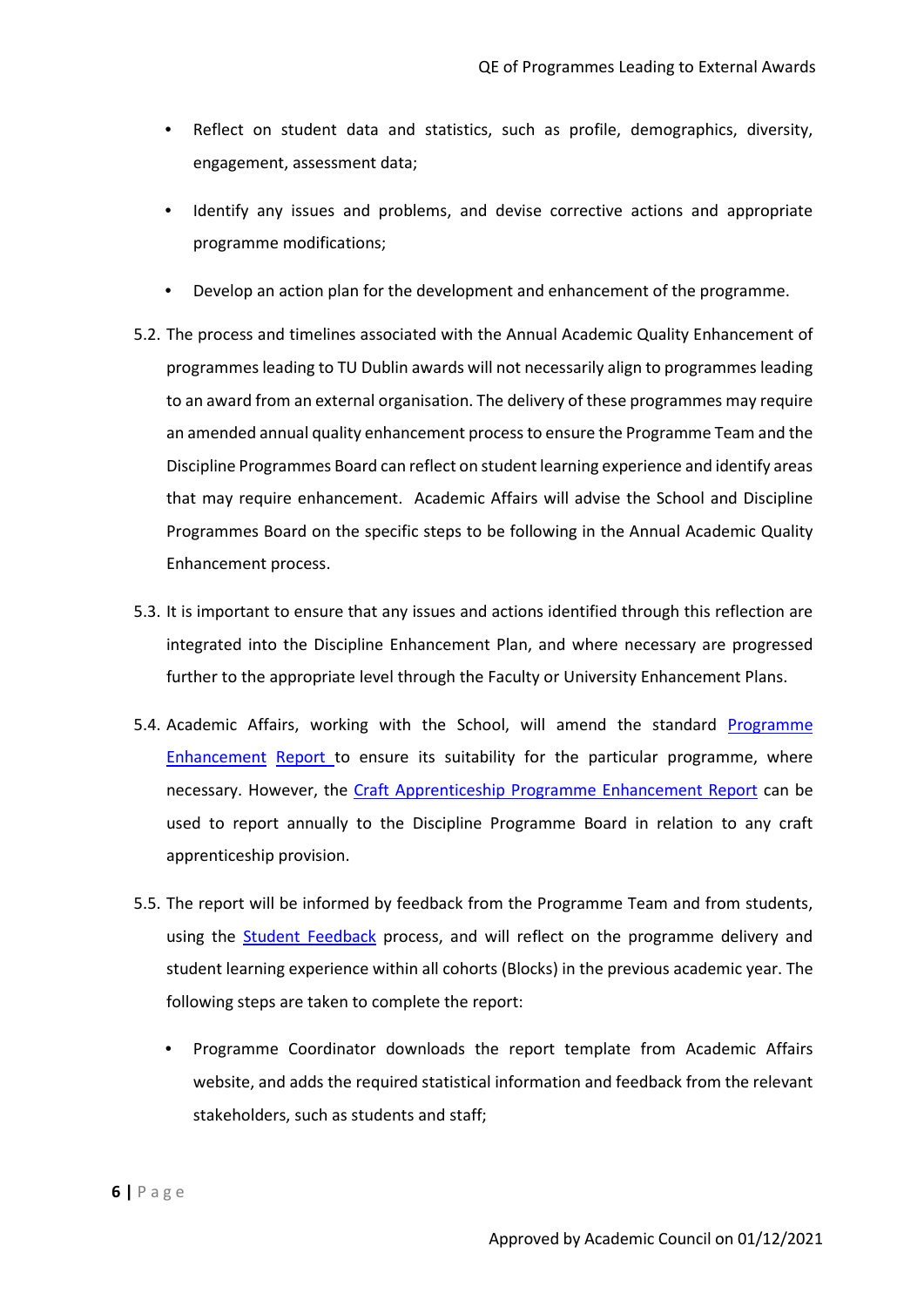- Reflect on student data and statistics, such as profile, demographics, diversity, engagement, assessment data;
- Identify any issues and problems, and devise corrective actions and appropriate programme modifications;
- Develop an action plan for the development and enhancement of the programme.

5.2. The process and timelines associated with the Annual Academic Quality Enhancement of programmes leading to TU Dublin awards will not necessarily align to programmes leading to an award from an external organisation. The delivery of these programmes may require an amended annual quality enhancement process to ensure the Programme Team and the Discipline Programmes Board can reflect on student learning experience and identify areas that may require enhancement. Academic Affairs will advise the School and Discipline Programmes Board on the specific steps to be following in the Annual Academic Quality Enhancement process.

5.3. It is important to ensure that any issues and actions identified through this reflection are integrated into the Discipline Enhancement Plan, and where necessary are progressed further to the appropriate level through the Faculty or University Enhancement Plans.

5.4. Academic Affairs, working with the School, will amend the standard Programme Enhancement Report to ensure its suitability for the particular programme, where necessary. However, the Craft Apprenticeship Programme Enhancement Report can be used to report annually to the Discipline Programme Board in relation to any craft apprenticeship provision.

5.5. The report will be informed by feedback from the Programme Team and from students, using the Student Feedback process, and will reflect on the programme delivery and student learning experience within all cohorts (Blocks) in the previous academic year. The following steps are taken to complete the report:

- Programme Coordinator downloads the report template from Academic Affairs website, and adds the required statistical information and feedback from the relevant stakeholders, such as students and staff;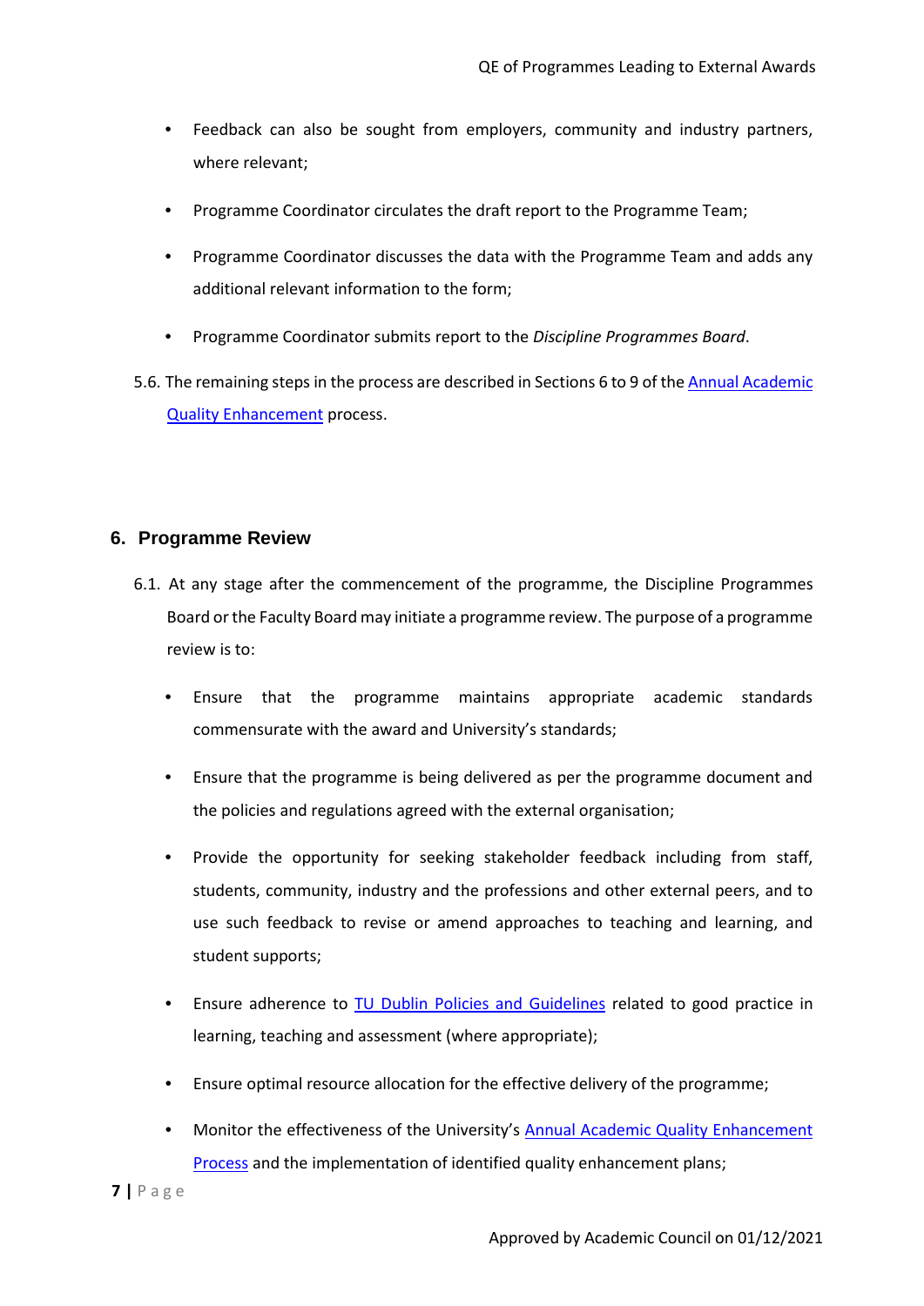- Feedback can also be sought from employers, community and industry partners, where relevant;
- Programme Coordinator circulates the draft report to the Programme Team;
- Programme Coordinator discusses the data with the Programme Team and adds any additional relevant information to the form;
- Programme Coordinator submits report to the *Discipline Programmes Board*.

5.6. The remaining steps in the process are described in Sections 6 to 9 of the Annual Academic Quality Enhancement process.

## 6. Programme Review

6.1. At any stage after the commencement of the programme, the Discipline Programmes Board or the Faculty Board may initiate a programme review. The purpose of a programme review is to:

- Ensure that the programme maintains appropriate academic standards commensurate with the award and University's standards;
- Ensure that the programme is being delivered as per the programme document and the policies and regulations agreed with the external organisation;
- Provide the opportunity for seeking stakeholder feedback including from staff, students, community, industry and the professions and other external peers, and to use such feedback to revise or amend approaches to teaching and learning, and student supports;
- Ensure adherence to TU Dublin Policies and Guidelines related to good practice in learning, teaching and assessment (where appropriate);
- Ensure optimal resource allocation for the effective delivery of the programme;
- Monitor the effectiveness of the University's Annual Academic Quality Enhancement Process and the implementation of identified quality enhancement plans;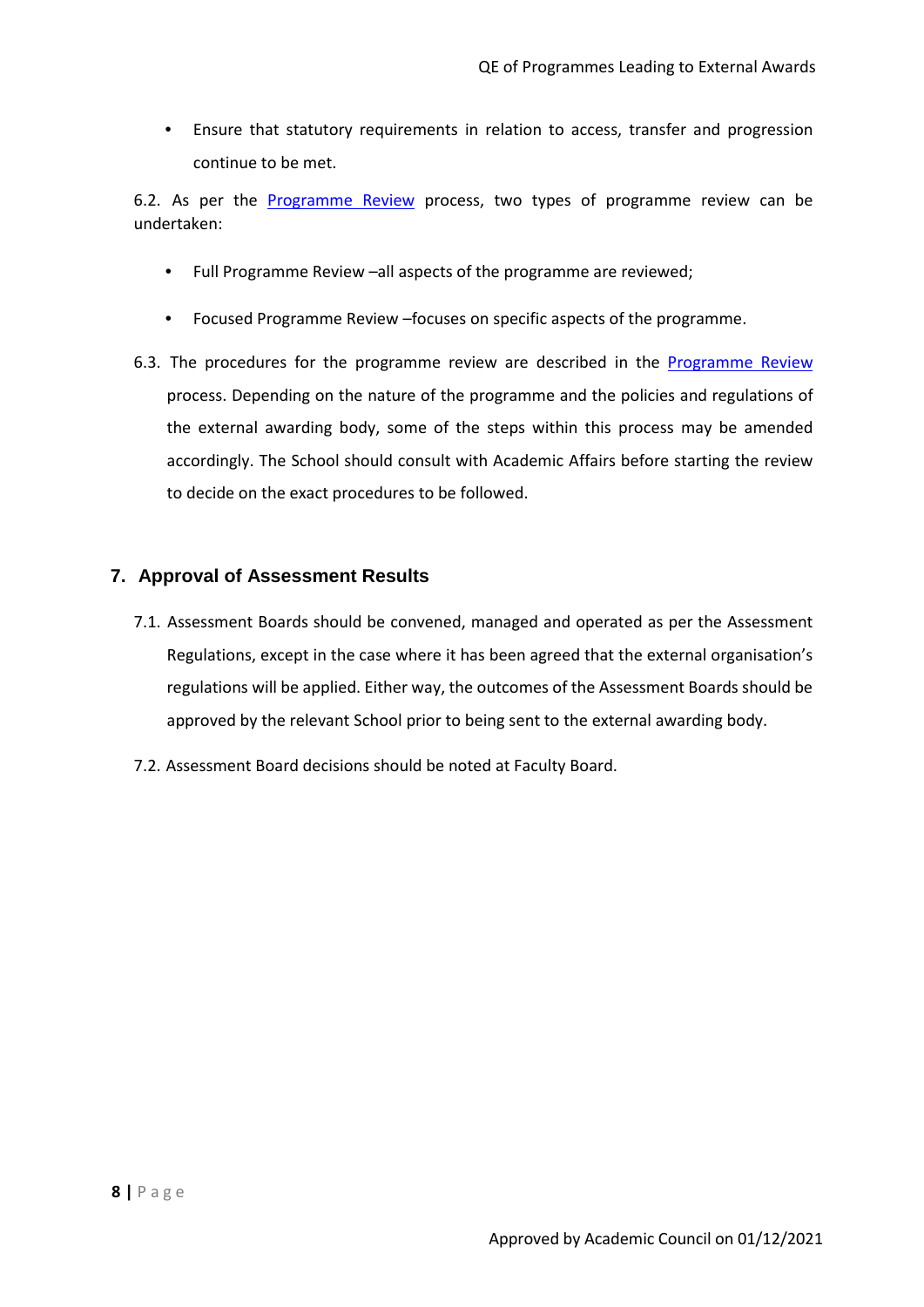- Ensure that statutory requirements in relation to access, transfer and progression continue to be met.

6.2. As per the Programme Review process, two types of programme review can be undertaken:

- Full Programme Review –all aspects of the programme are reviewed;
- Focused Programme Review –focuses on specific aspects of the programme.

6.3. The procedures for the programme review are described in the Programme Review process. Depending on the nature of the programme and the policies and regulations of the external awarding body, some of the steps within this process may be amended accordingly. The School should consult with Academic Affairs before starting the review to decide on the exact procedures to be followed.

## 7. Approval of Assessment Results

7.1. Assessment Boards should be convened, managed and operated as per the Assessment Regulations, except in the case where it has been agreed that the external organisation's regulations will be applied. Either way, the outcomes of the Assessment Boards should be approved by the relevant School prior to being sent to the external awarding body.

7.2. Assessment Board decisions should be noted at Faculty Board.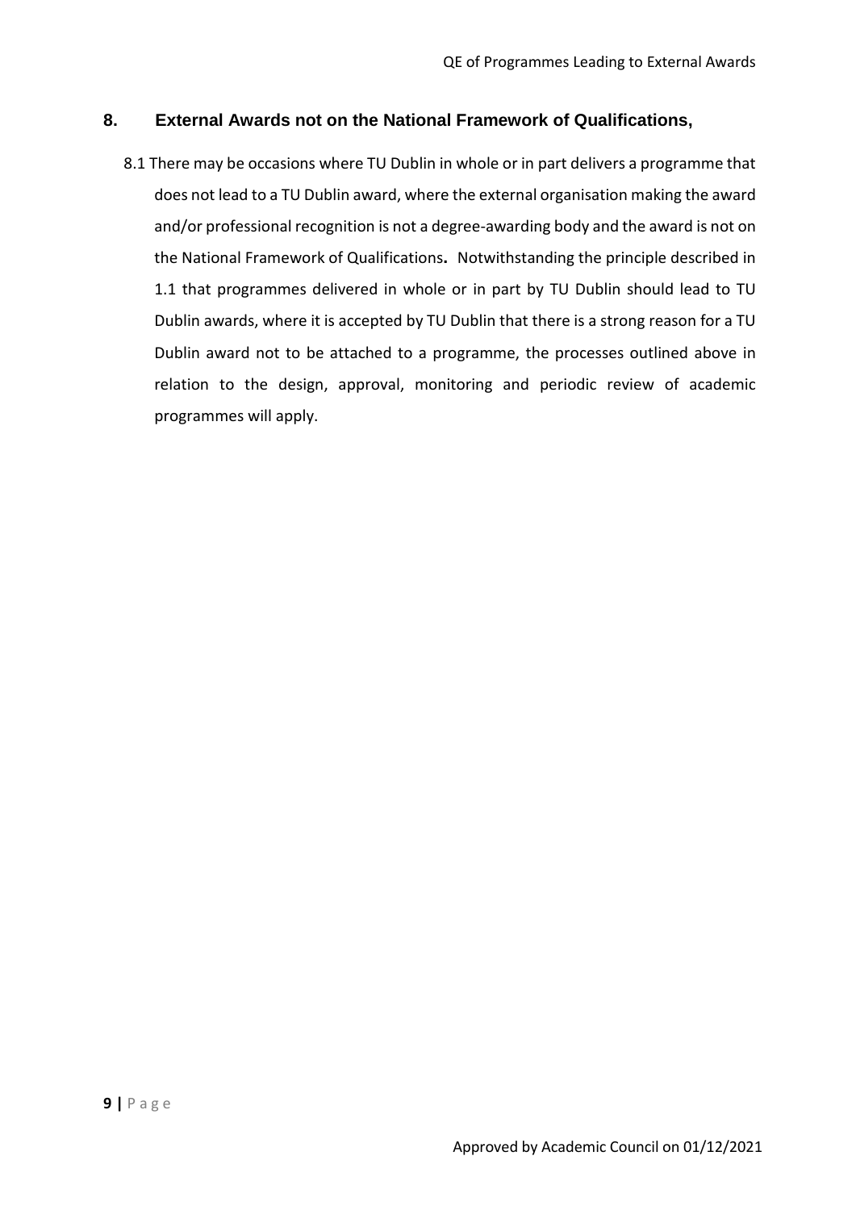## 8. External Awards not on the National Framework of Qualifications,

8.1 There may be occasions where TU Dublin in whole or in part delivers a programme that does not lead to a TU Dublin award, where the external organisation making the award and/or professional recognition is not a degree-awarding body and the award is not on the National Framework of Qualifications**.** Notwithstanding the principle described in 1.1 that programmes delivered in whole or in part by TU Dublin should lead to TU Dublin awards, where it is accepted by TU Dublin that there is a strong reason for a TU Dublin award not to be attached to a programme, the processes outlined above in relation to the design, approval, monitoring and periodic review of academic programmes will apply.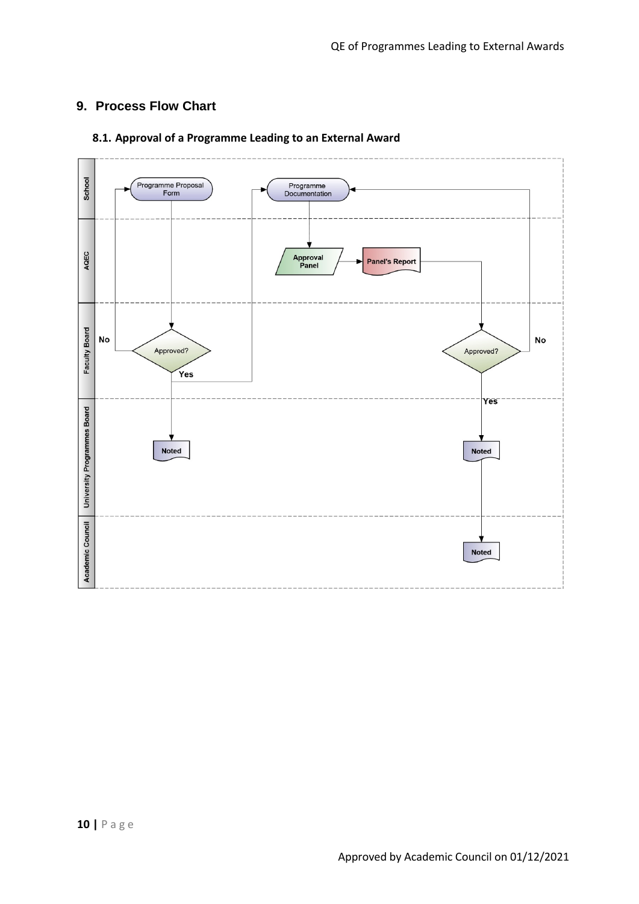## 9. Process Flow Chart

### 8.1. Approval of a Programme Leading to an External Award

School

AQEC

Faculty Board

University Programmes Board

Academic Council

Programme Proposal Form

Programme Documentation

Approval Panel

Panel's Report

No

Approved?

Yes

No

Approved?

Yes

Noted

Noted

Noted

Approved by Academic Council on 01/12/2021